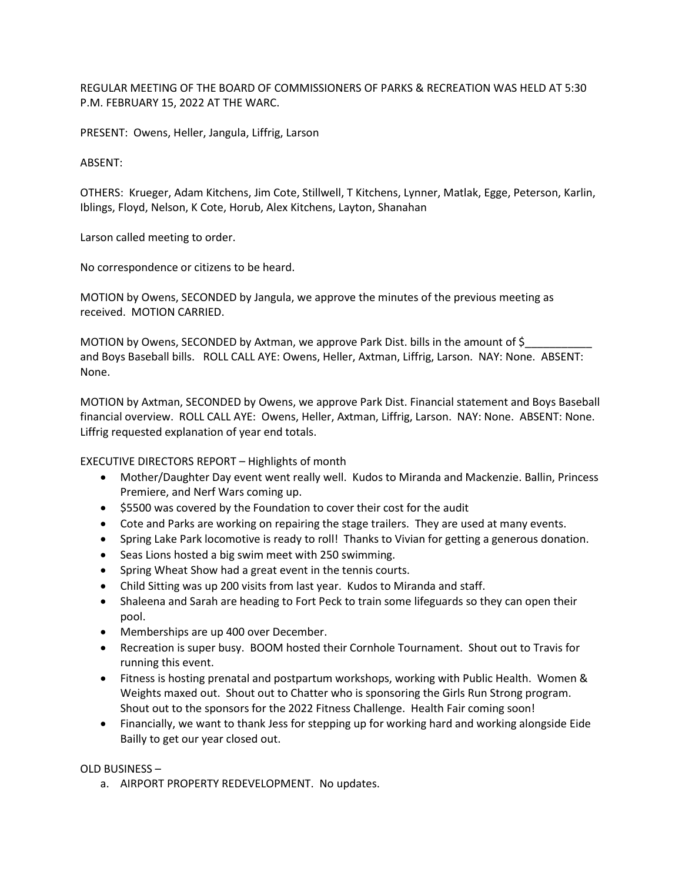REGULAR MEETING OF THE BOARD OF COMMISSIONERS OF PARKS & RECREATION WAS HELD AT 5:30 P.M. FEBRUARY 15, 2022 AT THE WARC.

PRESENT: Owens, Heller, Jangula, Liffrig, Larson

ABSENT:

OTHERS: Krueger, Adam Kitchens, Jim Cote, Stillwell, T Kitchens, Lynner, Matlak, Egge, Peterson, Karlin, Iblings, Floyd, Nelson, K Cote, Horub, Alex Kitchens, Layton, Shanahan

Larson called meeting to order.

No correspondence or citizens to be heard.

MOTION by Owens, SECONDED by Jangula, we approve the minutes of the previous meeting as received. MOTION CARRIED.

MOTION by Owens, SECONDED by Axtman, we approve Park Dist. bills in the amount of $___________ and Boys Baseball bills. ROLL CALL AYE: Owens, Heller, Axtman, Liffrig, Larson. NAY: None. ABSENT: None.

MOTION by Axtman, SECONDED by Owens, we approve Park Dist. Financial statement and Boys Baseball financial overview. ROLL CALL AYE: Owens, Heller, Axtman, Liffrig, Larson. NAY: None. ABSENT: None. Liffrig requested explanation of year end totals.

EXECUTIVE DIRECTORS REPORT – Highlights of month

- Mother/Daughter Day event went really well. Kudos to Miranda and Mackenzie. Ballin, Princess Premiere, and Nerf Wars coming up.
- $5500 was covered by the Foundation to cover their cost for the audit
- Cote and Parks are working on repairing the stage trailers. They are used at many events.
- Spring Lake Park locomotive is ready to roll! Thanks to Vivian for getting a generous donation.
- Seas Lions hosted a big swim meet with 250 swimming.
- Spring Wheat Show had a great event in the tennis courts.
- Child Sitting was up 200 visits from last year. Kudos to Miranda and staff.
- Shaleena and Sarah are heading to Fort Peck to train some lifeguards so they can open their pool.
- Memberships are up 400 over December.
- Recreation is super busy. BOOM hosted their Cornhole Tournament. Shout out to Travis for running this event.
- Fitness is hosting prenatal and postpartum workshops, working with Public Health. Women & Weights maxed out. Shout out to Chatter who is sponsoring the Girls Run Strong program. Shout out to the sponsors for the 2022 Fitness Challenge. Health Fair coming soon!
- Financially, we want to thank Jess for stepping up for working hard and working alongside Eide Bailly to get our year closed out.

OLD BUSINESS –

a. AIRPORT PROPERTY REDEVELOPMENT. No updates.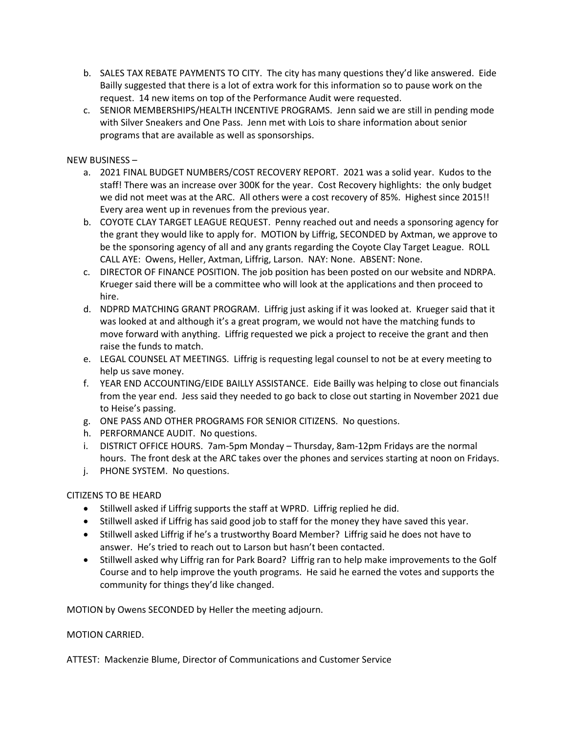b. SALES TAX REBATE PAYMENTS TO CITY. The city has many questions they'd like answered. Eide Bailly suggested that there is a lot of extra work for this information so to pause work on the request. 14 new items on top of the Performance Audit were requested.
c. SENIOR MEMBERSHIPS/HEALTH INCENTIVE PROGRAMS. Jenn said we are still in pending mode with Silver Sneakers and One Pass. Jenn met with Lois to share information about senior programs that are available as well as sponsorships.

NEW BUSINESS –

a. 2021 FINAL BUDGET NUMBERS/COST RECOVERY REPORT. 2021 was a solid year. Kudos to the staff! There was an increase over 300K for the year. Cost Recovery highlights: the only budget we did not meet was at the ARC. All others were a cost recovery of 85%. Highest since 2015!! Every area went up in revenues from the previous year.
b. COYOTE CLAY TARGET LEAGUE REQUEST. Penny reached out and needs a sponsoring agency for the grant they would like to apply for. MOTION by Liffrig, SECONDED by Axtman, we approve to be the sponsoring agency of all and any grants regarding the Coyote Clay Target League. ROLL CALL AYE: Owens, Heller, Axtman, Liffrig, Larson. NAY: None. ABSENT: None.
c. DIRECTOR OF FINANCE POSITION. The job position has been posted on our website and NDRPA. Krueger said there will be a committee who will look at the applications and then proceed to hire.
d. NDPRD MATCHING GRANT PROGRAM. Liffrig just asking if it was looked at. Krueger said that it was looked at and although it's a great program, we would not have the matching funds to move forward with anything. Liffrig requested we pick a project to receive the grant and then raise the funds to match.
e. LEGAL COUNSEL AT MEETINGS. Liffrig is requesting legal counsel to not be at every meeting to help us save money.
f. YEAR END ACCOUNTING/EIDE BAILLY ASSISTANCE. Eide Bailly was helping to close out financials from the year end. Jess said they needed to go back to close out starting in November 2021 due to Heise's passing.
g. ONE PASS AND OTHER PROGRAMS FOR SENIOR CITIZENS. No questions.
h. PERFORMANCE AUDIT. No questions.
i. DISTRICT OFFICE HOURS. 7am-5pm Monday – Thursday, 8am-12pm Fridays are the normal hours. The front desk at the ARC takes over the phones and services starting at noon on Fridays.
j. PHONE SYSTEM. No questions.

CITIZENS TO BE HEARD

- Stillwell asked if Liffrig supports the staff at WPRD. Liffrig replied he did.
- Stillwell asked if Liffrig has said good job to staff for the money they have saved this year.
- Stillwell asked Liffrig if he's a trustworthy Board Member? Liffrig said he does not have to answer. He's tried to reach out to Larson but hasn't been contacted.
- Stillwell asked why Liffrig ran for Park Board? Liffrig ran to help make improvements to the Golf Course and to help improve the youth programs. He said he earned the votes and supports the community for things they'd like changed.

MOTION by Owens SECONDED by Heller the meeting adjourn.

MOTION CARRIED.

ATTEST: Mackenzie Blume, Director of Communications and Customer Service